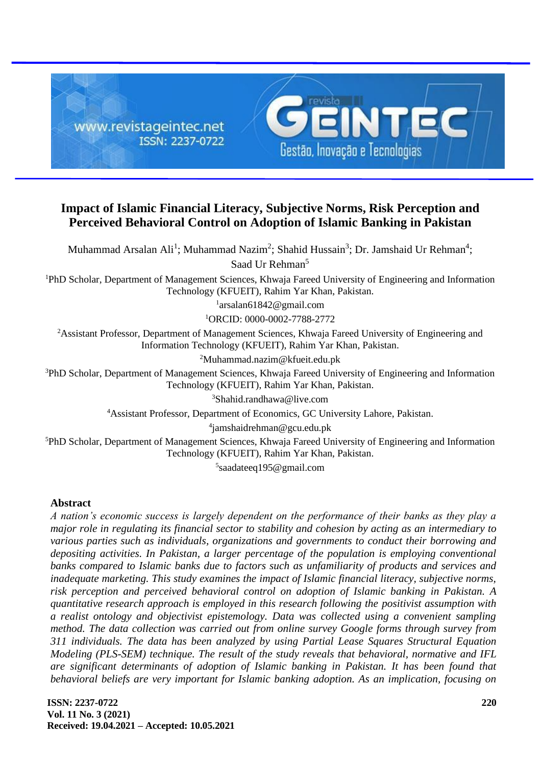# Impact of Islamic Financial Literacy, Subjective Norms, Risk Perception and Perceived Behavioral Control on Adoption of Islamic Banking in Pakistan

Muhammad Arsalan Ali[1]; Muhammad Nazim[2]; Shahid Hussain[3]; Dr. Jamshaid Ur Rehman[4]; Saad Ur Rehman[5]

[1]PhD Scholar, Department of Management Sciences, Khwaja Fareed University of Engineering and Information Technology (KFUEIT), Rahim Yar Khan, Pakistan.

[1]arsalan61842@gmail.com

[1]ORCID: 0000-0002-7788-2772

[2]Assistant Professor, Department of Management Sciences, Khwaja Fareed University of Engineering and Information Technology (KFUEIT), Rahim Yar Khan, Pakistan.

[2]Muhammad.nazim@kfueit.edu.pk

[3]PhD Scholar, Department of Management Sciences, Khwaja Fareed University of Engineering and Information Technology (KFUEIT), Rahim Yar Khan, Pakistan.

[3]Shahid.randhawa@live.com

[4]Assistant Professor, Department of Economics, GC University Lahore, Pakistan.

[4]jamshaidrehman@gcu.edu.pk

[5]PhD Scholar, Department of Management Sciences, Khwaja Fareed University of Engineering and Information Technology (KFUEIT), Rahim Yar Khan, Pakistan.

[5]saadateeq195@gmail.com

## Abstract

*A nation's economic success is largely dependent on the performance of their banks as they play a major role in regulating its financial sector to stability and cohesion by acting as an intermediary to various parties such as individuals, organizations and governments to conduct their borrowing and depositing activities. In Pakistan, a larger percentage of the population is employing conventional banks compared to Islamic banks due to factors such as unfamiliarity of products and services and inadequate marketing. This study examines the impact of Islamic financial literacy, subjective norms, risk perception and perceived behavioral control on adoption of Islamic banking in Pakistan. A quantitative research approach is employed in this research following the positivist assumption with a realist ontology and objectivist epistemology. Data was collected using a convenient sampling method. The data collection was carried out from online survey Google forms through survey from 311 individuals. The data has been analyzed by using Partial Lease Squares Structural Equation Modeling (PLS-SEM) technique. The result of the study reveals that behavioral, normative and IFL are significant determinants of adoption of Islamic banking in Pakistan. It has been found that behavioral beliefs are very important for Islamic banking adoption. As an implication, focusing on*

**Received: 19.04.2021 – Accepted: 10.05.2021**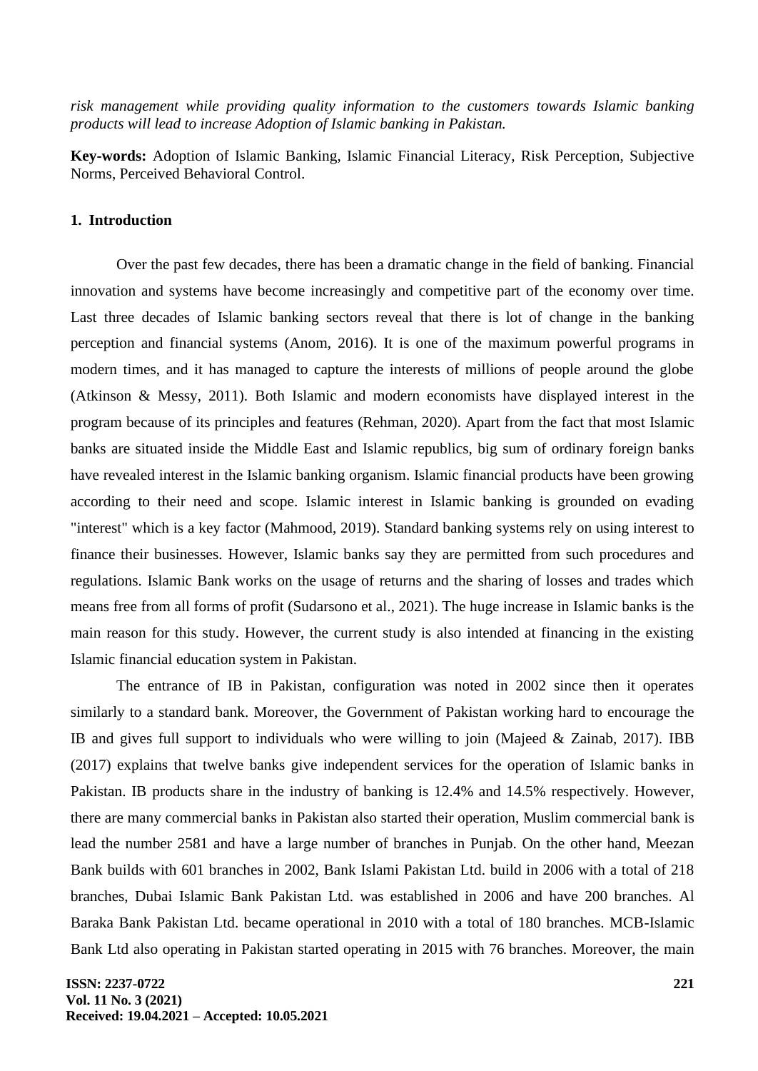*risk management while providing quality information to the customers towards Islamic banking products will lead to increase Adoption of Islamic banking in Pakistan.*

**Key-words:** Adoption of Islamic Banking, Islamic Financial Literacy, Risk Perception, Subjective Norms, Perceived Behavioral Control.

## 1. Introduction

Over the past few decades, there has been a dramatic change in the field of banking. Financial innovation and systems have become increasingly and competitive part of the economy over time. Last three decades of Islamic banking sectors reveal that there is lot of change in the banking perception and financial systems (Anom, 2016). It is one of the maximum powerful programs in modern times, and it has managed to capture the interests of millions of people around the globe (Atkinson & Messy, 2011). Both Islamic and modern economists have displayed interest in the program because of its principles and features (Rehman, 2020). Apart from the fact that most Islamic banks are situated inside the Middle East and Islamic republics, big sum of ordinary foreign banks have revealed interest in the Islamic banking organism. Islamic financial products have been growing according to their need and scope. Islamic interest in Islamic banking is grounded on evading "interest" which is a key factor (Mahmood, 2019). Standard banking systems rely on using interest to finance their businesses. However, Islamic banks say they are permitted from such procedures and regulations. Islamic Bank works on the usage of returns and the sharing of losses and trades which means free from all forms of profit (Sudarsono et al., 2021). The huge increase in Islamic banks is the main reason for this study. However, the current study is also intended at financing in the existing Islamic financial education system in Pakistan.

The entrance of IB in Pakistan, configuration was noted in 2002 since then it operates similarly to a standard bank. Moreover, the Government of Pakistan working hard to encourage the IB and gives full support to individuals who were willing to join (Majeed & Zainab, 2017). IBB (2017) explains that twelve banks give independent services for the operation of Islamic banks in Pakistan. IB products share in the industry of banking is 12.4% and 14.5% respectively. However, there are many commercial banks in Pakistan also started their operation, Muslim commercial bank is lead the number 2581 and have a large number of branches in Punjab. On the other hand, Meezan Bank builds with 601 branches in 2002, Bank Islami Pakistan Ltd. build in 2006 with a total of 218 branches, Dubai Islamic Bank Pakistan Ltd. was established in 2006 and have 200 branches. Al Baraka Bank Pakistan Ltd. became operational in 2010 with a total of 180 branches. MCB-Islamic Bank Ltd also operating in Pakistan started operating in 2015 with 76 branches. Moreover, the main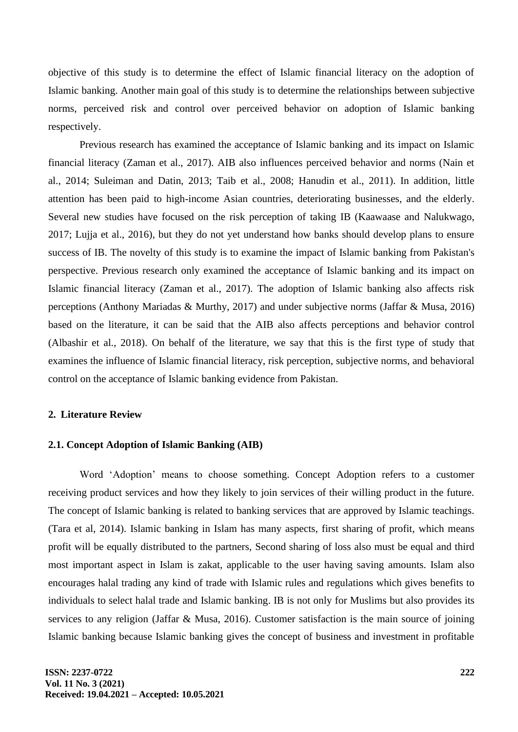objective of this study is to determine the effect of Islamic financial literacy on the adoption of Islamic banking. Another main goal of this study is to determine the relationships between subjective norms, perceived risk and control over perceived behavior on adoption of Islamic banking respectively.

Previous research has examined the acceptance of Islamic banking and its impact on Islamic financial literacy (Zaman et al., 2017). AIB also influences perceived behavior and norms (Nain et al., 2014; Suleiman and Datin, 2013; Taib et al., 2008; Hanudin et al., 2011). In addition, little attention has been paid to high-income Asian countries, deteriorating businesses, and the elderly. Several new studies have focused on the risk perception of taking IB (Kaawaase and Nalukwago, 2017; Lujja et al., 2016), but they do not yet understand how banks should develop plans to ensure success of IB. The novelty of this study is to examine the impact of Islamic banking from Pakistan's perspective. Previous research only examined the acceptance of Islamic banking and its impact on Islamic financial literacy (Zaman et al., 2017). The adoption of Islamic banking also affects risk perceptions (Anthony Mariadas & Murthy, 2017) and under subjective norms (Jaffar & Musa, 2016) based on the literature, it can be said that the AIB also affects perceptions and behavior control (Albashir et al., 2018). On behalf of the literature, we say that this is the first type of study that examines the influence of Islamic financial literacy, risk perception, subjective norms, and behavioral control on the acceptance of Islamic banking evidence from Pakistan.

## 2. Literature Review

### 2.1. Concept Adoption of Islamic Banking (AIB)

Word 'Adoption' means to choose something. Concept Adoption refers to a customer receiving product services and how they likely to join services of their willing product in the future. The concept of Islamic banking is related to banking services that are approved by Islamic teachings. (Tara et al, 2014). Islamic banking in Islam has many aspects, first sharing of profit, which means profit will be equally distributed to the partners, Second sharing of loss also must be equal and third most important aspect in Islam is zakat, applicable to the user having saving amounts. Islam also encourages halal trading any kind of trade with Islamic rules and regulations which gives benefits to individuals to select halal trade and Islamic banking. IB is not only for Muslims but also provides its services to any religion (Jaffar & Musa, 2016). Customer satisfaction is the main source of joining Islamic banking because Islamic banking gives the concept of business and investment in profitable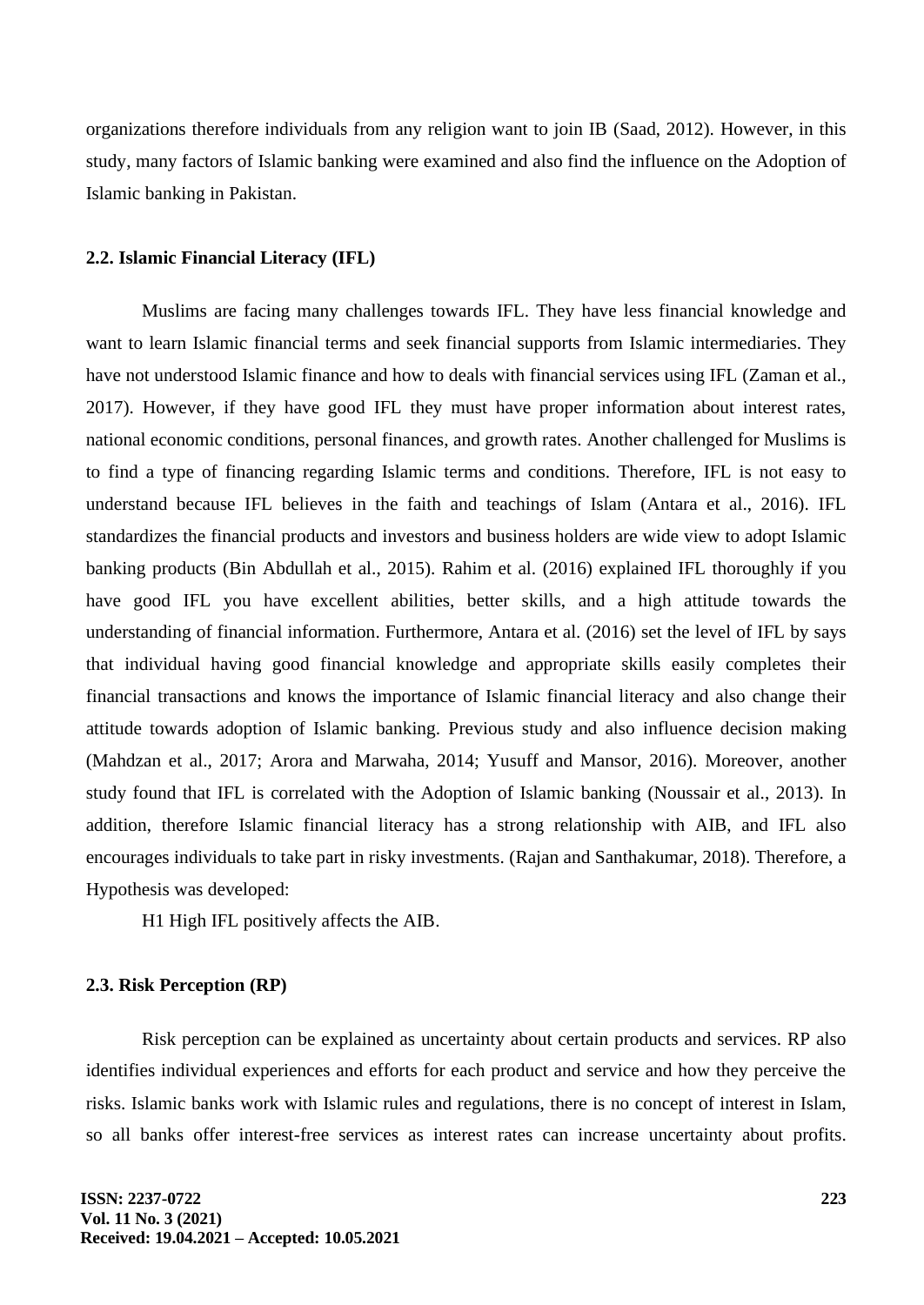organizations therefore individuals from any religion want to join IB (Saad, 2012). However, in this study, many factors of Islamic banking were examined and also find the influence on the Adoption of Islamic banking in Pakistan.

### 2.2. Islamic Financial Literacy (IFL)

Muslims are facing many challenges towards IFL. They have less financial knowledge and want to learn Islamic financial terms and seek financial supports from Islamic intermediaries. They have not understood Islamic finance and how to deals with financial services using IFL (Zaman et al., 2017). However, if they have good IFL they must have proper information about interest rates, national economic conditions, personal finances, and growth rates. Another challenged for Muslims is to find a type of financing regarding Islamic terms and conditions. Therefore, IFL is not easy to understand because IFL believes in the faith and teachings of Islam (Antara et al., 2016). IFL standardizes the financial products and investors and business holders are wide view to adopt Islamic banking products (Bin Abdullah et al., 2015). Rahim et al. (2016) explained IFL thoroughly if you have good IFL you have excellent abilities, better skills, and a high attitude towards the understanding of financial information. Furthermore, Antara et al. (2016) set the level of IFL by says that individual having good financial knowledge and appropriate skills easily completes their financial transactions and knows the importance of Islamic financial literacy and also change their attitude towards adoption of Islamic banking. Previous study and also influence decision making (Mahdzan et al., 2017; Arora and Marwaha, 2014; Yusuff and Mansor, 2016). Moreover, another study found that IFL is correlated with the Adoption of Islamic banking (Noussair et al., 2013). In addition, therefore Islamic financial literacy has a strong relationship with AIB, and IFL also encourages individuals to take part in risky investments. (Rajan and Santhakumar, 2018). Therefore, a Hypothesis was developed:

H1 High IFL positively affects the AIB.

### 2.3. Risk Perception (RP)

Risk perception can be explained as uncertainty about certain products and services. RP also identifies individual experiences and efforts for each product and service and how they perceive the risks. Islamic banks work with Islamic rules and regulations, there is no concept of interest in Islam, so all banks offer interest-free services as interest rates can increase uncertainty about profits.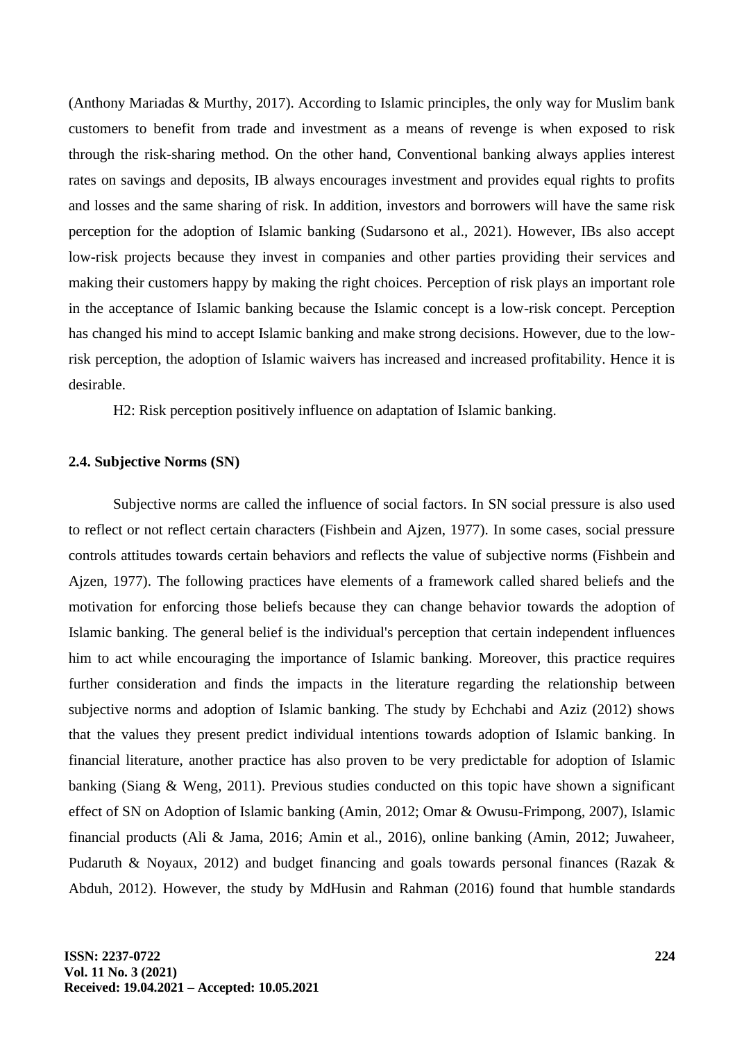(Anthony Mariadas & Murthy, 2017). According to Islamic principles, the only way for Muslim bank customers to benefit from trade and investment as a means of revenge is when exposed to risk through the risk-sharing method. On the other hand, Conventional banking always applies interest rates on savings and deposits, IB always encourages investment and provides equal rights to profits and losses and the same sharing of risk. In addition, investors and borrowers will have the same risk perception for the adoption of Islamic banking (Sudarsono et al., 2021). However, IBs also accept low-risk projects because they invest in companies and other parties providing their services and making their customers happy by making the right choices. Perception of risk plays an important role in the acceptance of Islamic banking because the Islamic concept is a low-risk concept. Perception has changed his mind to accept Islamic banking and make strong decisions. However, due to the low-risk perception, the adoption of Islamic waivers has increased and increased profitability. Hence it is desirable.

H2: Risk perception positively influence on adaptation of Islamic banking.

### 2.4. Subjective Norms (SN)

Subjective norms are called the influence of social factors. In SN social pressure is also used to reflect or not reflect certain characters (Fishbein and Ajzen, 1977). In some cases, social pressure controls attitudes towards certain behaviors and reflects the value of subjective norms (Fishbein and Ajzen, 1977). The following practices have elements of a framework called shared beliefs and the motivation for enforcing those beliefs because they can change behavior towards the adoption of Islamic banking. The general belief is the individual's perception that certain independent influences him to act while encouraging the importance of Islamic banking. Moreover, this practice requires further consideration and finds the impacts in the literature regarding the relationship between subjective norms and adoption of Islamic banking. The study by Echchabi and Aziz (2012) shows that the values they present predict individual intentions towards adoption of Islamic banking. In financial literature, another practice has also proven to be very predictable for adoption of Islamic banking (Siang & Weng, 2011). Previous studies conducted on this topic have shown a significant effect of SN on Adoption of Islamic banking (Amin, 2012; Omar & Owusu-Frimpong, 2007), Islamic financial products (Ali & Jama, 2016; Amin et al., 2016), online banking (Amin, 2012; Juwaheer, Pudaruth & Noyaux, 2012) and budget financing and goals towards personal finances (Razak & Abduh, 2012). However, the study by MdHusin and Rahman (2016) found that humble standards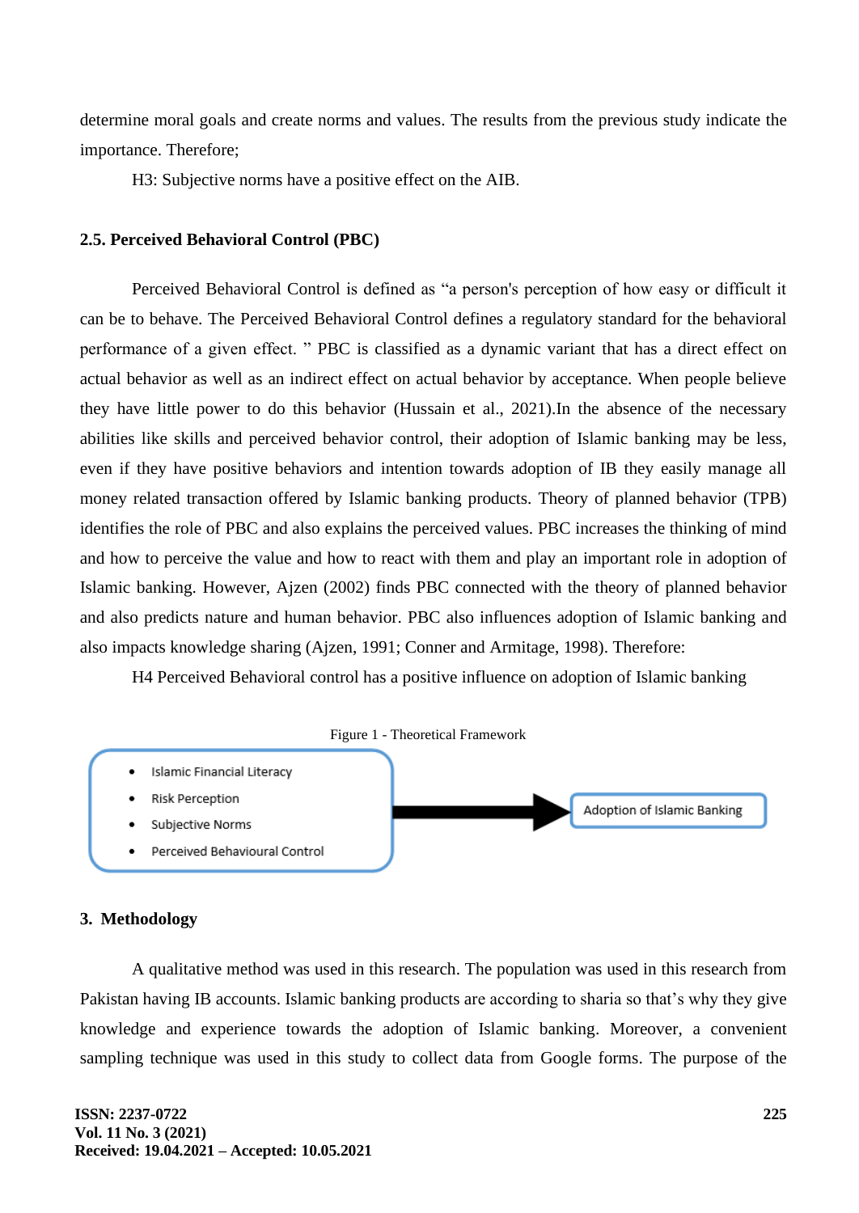determine moral goals and create norms and values. The results from the previous study indicate the importance. Therefore;

H3: Subjective norms have a positive effect on the AIB.

### 2.5. Perceived Behavioral Control (PBC)

Perceived Behavioral Control is defined as "a person's perception of how easy or difficult it can be to behave. The Perceived Behavioral Control defines a regulatory standard for the behavioral performance of a given effect. " PBC is classified as a dynamic variant that has a direct effect on actual behavior as well as an indirect effect on actual behavior by acceptance. When people believe they have little power to do this behavior (Hussain et al., 2021).In the absence of the necessary abilities like skills and perceived behavior control, their adoption of Islamic banking may be less, even if they have positive behaviors and intention towards adoption of IB they easily manage all money related transaction offered by Islamic banking products. Theory of planned behavior (TPB) identifies the role of PBC and also explains the perceived values. PBC increases the thinking of mind and how to perceive the value and how to react with them and play an important role in adoption of Islamic banking. However, Ajzen (2002) finds PBC connected with the theory of planned behavior and also predicts nature and human behavior. PBC also influences adoption of Islamic banking and also impacts knowledge sharing (Ajzen, 1991; Conner and Armitage, 1998). Therefore:

H4 Perceived Behavioral control has a positive influence on adoption of Islamic banking

Figure 1 - Theoretical Framework

- Islamic Financial Literacy
- Risk Perception
- Subjective Norms
- Perceived Behavioural Control

Adoption of Islamic Banking

## 3. Methodology

A qualitative method was used in this research. The population was used in this research from Pakistan having IB accounts. Islamic banking products are according to sharia so that's why they give knowledge and experience towards the adoption of Islamic banking. Moreover, a convenient sampling technique was used in this study to collect data from Google forms. The purpose of the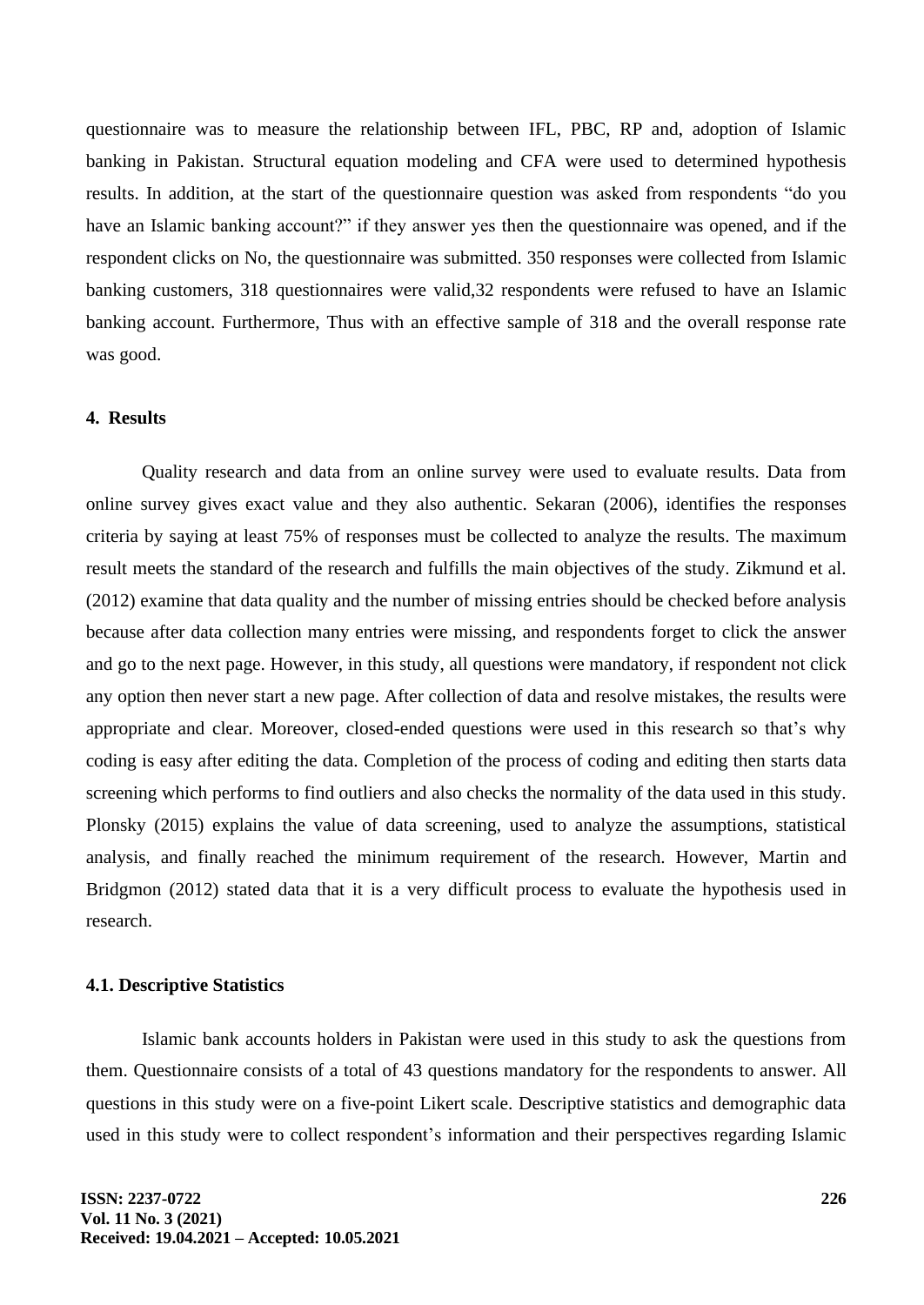questionnaire was to measure the relationship between IFL, PBC, RP and, adoption of Islamic banking in Pakistan. Structural equation modeling and CFA were used to determined hypothesis results. In addition, at the start of the questionnaire question was asked from respondents "do you have an Islamic banking account?" if they answer yes then the questionnaire was opened, and if the respondent clicks on No, the questionnaire was submitted. 350 responses were collected from Islamic banking customers, 318 questionnaires were valid,32 respondents were refused to have an Islamic banking account. Furthermore, Thus with an effective sample of 318 and the overall response rate was good.

## 4. Results

Quality research and data from an online survey were used to evaluate results. Data from online survey gives exact value and they also authentic. Sekaran (2006), identifies the responses criteria by saying at least 75% of responses must be collected to analyze the results. The maximum result meets the standard of the research and fulfills the main objectives of the study. Zikmund et al. (2012) examine that data quality and the number of missing entries should be checked before analysis because after data collection many entries were missing, and respondents forget to click the answer and go to the next page. However, in this study, all questions were mandatory, if respondent not click any option then never start a new page. After collection of data and resolve mistakes, the results were appropriate and clear. Moreover, closed-ended questions were used in this research so that's why coding is easy after editing the data. Completion of the process of coding and editing then starts data screening which performs to find outliers and also checks the normality of the data used in this study. Plonsky (2015) explains the value of data screening, used to analyze the assumptions, statistical analysis, and finally reached the minimum requirement of the research. However, Martin and Bridgmon (2012) stated data that it is a very difficult process to evaluate the hypothesis used in research.

### 4.1. Descriptive Statistics

Islamic bank accounts holders in Pakistan were used in this study to ask the questions from them. Questionnaire consists of a total of 43 questions mandatory for the respondents to answer. All questions in this study were on a five-point Likert scale. Descriptive statistics and demographic data used in this study were to collect respondent's information and their perspectives regarding Islamic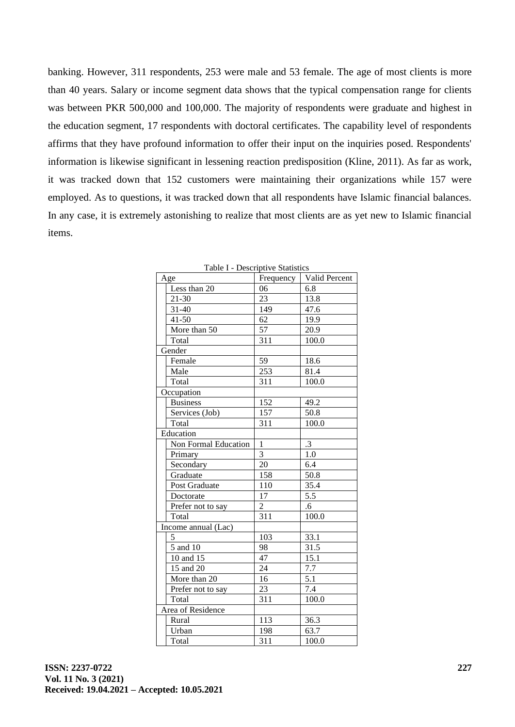banking. However, 311 respondents, 253 were male and 53 female. The age of most clients is more than 40 years. Salary or income segment data shows that the typical compensation range for clients was between PKR 500,000 and 100,000. The majority of respondents were graduate and highest in the education segment, 17 respondents with doctoral certificates. The capability level of respondents affirms that they have profound information to offer their input on the inquiries posed. Respondents' information is likewise significant in lessening reaction predisposition (Kline, 2011). As far as work, it was tracked down that 152 customers were maintaining their organizations while 157 were employed. As to questions, it was tracked down that all respondents have Islamic financial balances. In any case, it is extremely astonishing to realize that most clients are as yet new to Islamic financial items.

Table I - Descriptive Statistics

| Age | | Frequency | Valid Percent |
|---|---|---|---|
| | Less than 20 | 06 | 6.8 |
| | 21-30 | 23 | 13.8 |
| | 31-40 | 149 | 47.6 |
| | 41-50 | 62 | 19.9 |
| | More than 50 | 57 | 20.9 |
| | Total | 311 | 100.0 |
| Gender | | | |
| | Female | 59 | 18.6 |
| | Male | 253 | 81.4 |
| | Total | 311 | 100.0 |
| Occupation | | | |
| | Business | 152 | 49.2 |
| | Services (Job) | 157 | 50.8 |
| | Total | 311 | 100.0 |
| Education | | | |
| | Non Formal Education | 1 | .3 |
| | Primary | 3 | 1.0 |
| | Secondary | 20 | 6.4 |
| | Graduate | 158 | 50.8 |
| | Post Graduate | 110 | 35.4 |
| | Doctorate | 17 | 5.5 |
| | Prefer not to say | 2 | .6 |
| | Total | 311 | 100.0 |
| Income annual (Lac) | | | |
| | 5 | 103 | 33.1 |
| | 5 and 10 | 98 | 31.5 |
| | 10 and 15 | 47 | 15.1 |
| | 15 and 20 | 24 | 7.7 |
| | More than 20 | 16 | 5.1 |
| | Prefer not to say | 23 | 7.4 |
| | Total | 311 | 100.0 |
| Area of Residence | | | |
| | Rural | 113 | 36.3 |
| | Urban | 198 | 63.7 |
| | Total | 311 | 100.0 |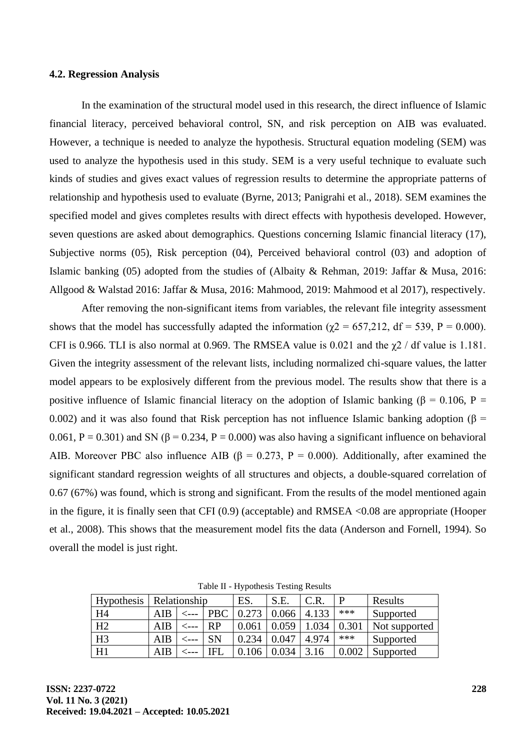### 4.2. Regression Analysis

In the examination of the structural model used in this research, the direct influence of Islamic financial literacy, perceived behavioral control, SN, and risk perception on AIB was evaluated. However, a technique is needed to analyze the hypothesis. Structural equation modeling (SEM) was used to analyze the hypothesis used in this study. SEM is a very useful technique to evaluate such kinds of studies and gives exact values of regression results to determine the appropriate patterns of relationship and hypothesis used to evaluate (Byrne, 2013; Panigrahi et al., 2018). SEM examines the specified model and gives completes results with direct effects with hypothesis developed. However, seven questions are asked about demographics. Questions concerning Islamic financial literacy (17), Subjective norms (05), Risk perception (04), Perceived behavioral control (03) and adoption of Islamic banking (05) adopted from the studies of (Albaity & Rehman, 2019: Jaffar & Musa, 2016: Allgood & Walstad 2016: Jaffar & Musa, 2016: Mahmood, 2019: Mahmood et al 2017), respectively.

After removing the non-significant items from variables, the relevant file integrity assessment shows that the model has successfully adapted the information ($\chi 2$ = 657,212, df = 539, P = 0.000). CFI is 0.966. TLI is also normal at 0.969. The RMSEA value is 0.021 and the $\chi 2$ / df value is 1.181. Given the integrity assessment of the relevant lists, including normalized chi-square values, the latter model appears to be explosively different from the previous model. The results show that there is a positive influence of Islamic financial literacy on the adoption of Islamic banking ($\beta$ = 0.106, P = 0.002) and it was also found that Risk perception has not influence Islamic banking adoption ($\beta$ = 0.061, P = 0.301) and SN ($\beta$ = 0.234, P = 0.000) was also having a significant influence on behavioral AIB. Moreover PBC also influence AIB ($\beta$ = 0.273, P = 0.000). Additionally, after examined the significant standard regression weights of all structures and objects, a double-squared correlation of 0.67 (67%) was found, which is strong and significant. From the results of the model mentioned again in the figure, it is finally seen that CFI (0.9) (acceptable) and RMSEA <0.08 are appropriate (Hooper et al., 2008). This shows that the measurement model fits the data (Anderson and Fornell, 1994). So overall the model is just right.

Table II - Hypothesis Testing Results

| Hypothesis | Relationship | | | ES. | S.E. | C.R. | P | Results |
|---|---|---|---|---|---|---|---|---|
| H4 | AIB | <--- | PBC | 0.273 | 0.066 | 4.133 | *** | Supported |
| H2 | AIB | <--- | RP | 0.061 | 0.059 | 1.034 | 0.301 | Not supported |
| H3 | AIB | <--- | SN | 0.234 | 0.047 | 4.974 | *** | Supported |
| H1 | AIB | <--- | IFL | 0.106 | 0.034 | 3.16 | 0.002 | Supported |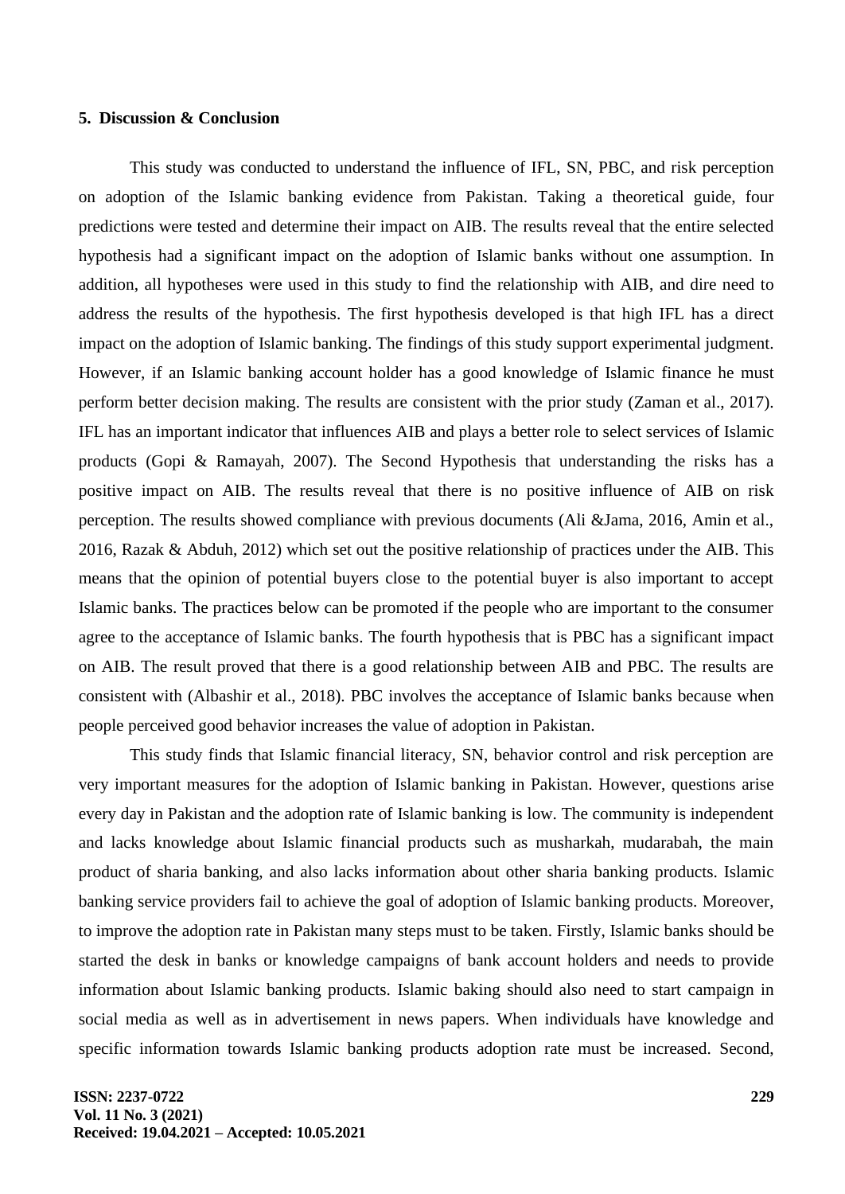## 5. Discussion & Conclusion

This study was conducted to understand the influence of IFL, SN, PBC, and risk perception on adoption of the Islamic banking evidence from Pakistan. Taking a theoretical guide, four predictions were tested and determine their impact on AIB. The results reveal that the entire selected hypothesis had a significant impact on the adoption of Islamic banks without one assumption. In addition, all hypotheses were used in this study to find the relationship with AIB, and dire need to address the results of the hypothesis. The first hypothesis developed is that high IFL has a direct impact on the adoption of Islamic banking. The findings of this study support experimental judgment. However, if an Islamic banking account holder has a good knowledge of Islamic finance he must perform better decision making. The results are consistent with the prior study (Zaman et al., 2017). IFL has an important indicator that influences AIB and plays a better role to select services of Islamic products (Gopi & Ramayah, 2007). The Second Hypothesis that understanding the risks has a positive impact on AIB. The results reveal that there is no positive influence of AIB on risk perception. The results showed compliance with previous documents (Ali &Jama, 2016, Amin et al., 2016, Razak & Abduh, 2012) which set out the positive relationship of practices under the AIB. This means that the opinion of potential buyers close to the potential buyer is also important to accept Islamic banks. The practices below can be promoted if the people who are important to the consumer agree to the acceptance of Islamic banks. The fourth hypothesis that is PBC has a significant impact on AIB. The result proved that there is a good relationship between AIB and PBC. The results are consistent with (Albashir et al., 2018). PBC involves the acceptance of Islamic banks because when people perceived good behavior increases the value of adoption in Pakistan.

This study finds that Islamic financial literacy, SN, behavior control and risk perception are very important measures for the adoption of Islamic banking in Pakistan. However, questions arise every day in Pakistan and the adoption rate of Islamic banking is low. The community is independent and lacks knowledge about Islamic financial products such as musharkah, mudarabah, the main product of sharia banking, and also lacks information about other sharia banking products. Islamic banking service providers fail to achieve the goal of adoption of Islamic banking products. Moreover, to improve the adoption rate in Pakistan many steps must to be taken. Firstly, Islamic banks should be started the desk in banks or knowledge campaigns of bank account holders and needs to provide information about Islamic banking products. Islamic baking should also need to start campaign in social media as well as in advertisement in news papers. When individuals have knowledge and specific information towards Islamic banking products adoption rate must be increased. Second,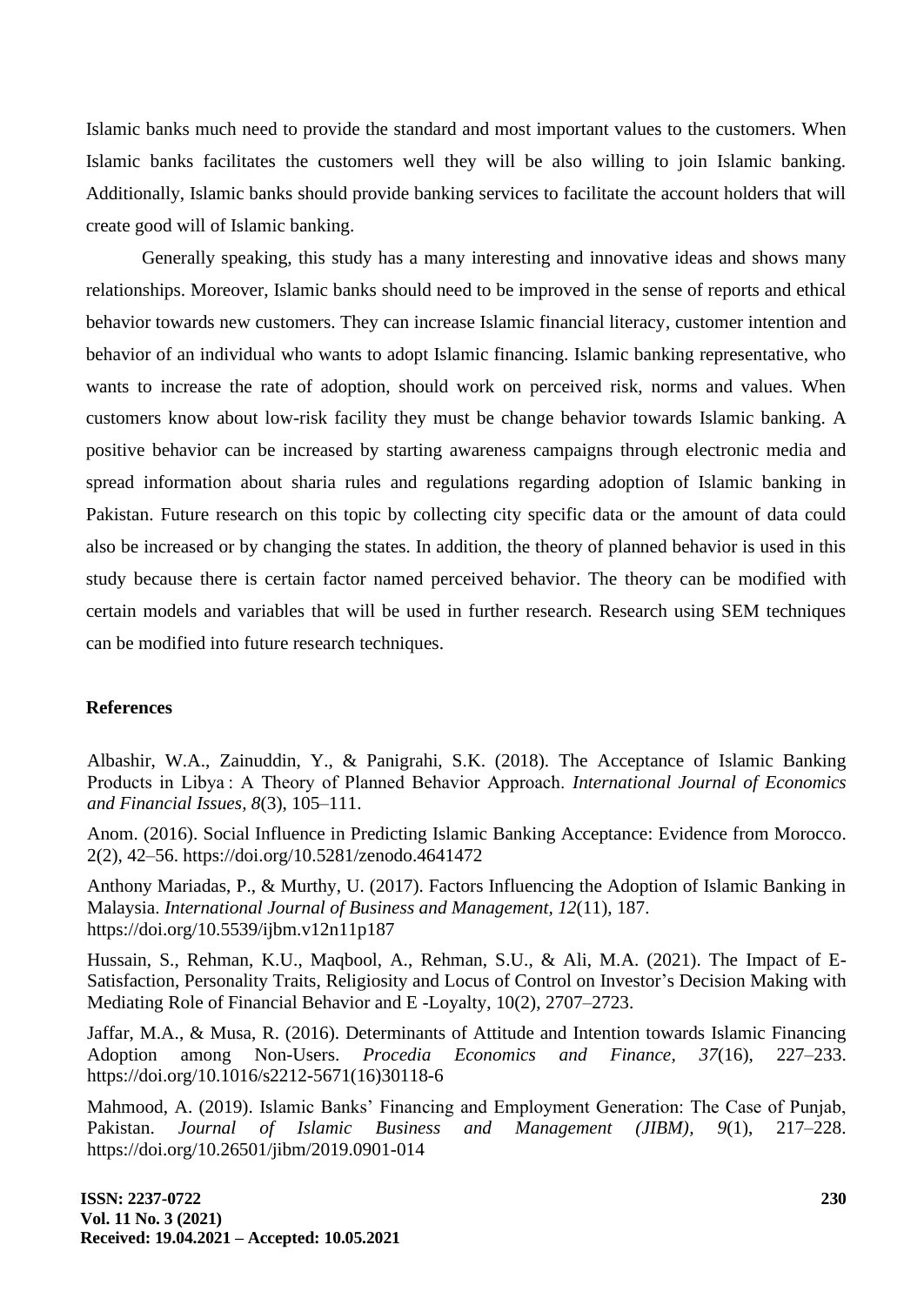Islamic banks much need to provide the standard and most important values to the customers. When Islamic banks facilitates the customers well they will be also willing to join Islamic banking. Additionally, Islamic banks should provide banking services to facilitate the account holders that will create good will of Islamic banking.

Generally speaking, this study has a many interesting and innovative ideas and shows many relationships. Moreover, Islamic banks should need to be improved in the sense of reports and ethical behavior towards new customers. They can increase Islamic financial literacy, customer intention and behavior of an individual who wants to adopt Islamic financing. Islamic banking representative, who wants to increase the rate of adoption, should work on perceived risk, norms and values. When customers know about low-risk facility they must be change behavior towards Islamic banking. A positive behavior can be increased by starting awareness campaigns through electronic media and spread information about sharia rules and regulations regarding adoption of Islamic banking in Pakistan. Future research on this topic by collecting city specific data or the amount of data could also be increased or by changing the states. In addition, the theory of planned behavior is used in this study because there is certain factor named perceived behavior. The theory can be modified with certain models and variables that will be used in further research. Research using SEM techniques can be modified into future research techniques.

## References

Albashir, W.A., Zainuddin, Y., & Panigrahi, S.K. (2018). The Acceptance of Islamic Banking Products in Libya : A Theory of Planned Behavior Approach. *International Journal of Economics and Financial Issues, 8*(3), 105–111.

Anom. (2016). Social Influence in Predicting Islamic Banking Acceptance: Evidence from Morocco. 2(2), 42–56. https://doi.org/10.5281/zenodo.4641472

Anthony Mariadas, P., & Murthy, U. (2017). Factors Influencing the Adoption of Islamic Banking in Malaysia. *International Journal of Business and Management, 12*(11), 187. https://doi.org/10.5539/ijbm.v12n11p187

Hussain, S., Rehman, K.U., Maqbool, A., Rehman, S.U., & Ali, M.A. (2021). The Impact of E-Satisfaction, Personality Traits, Religiosity and Locus of Control on Investor's Decision Making with Mediating Role of Financial Behavior and E -Loyalty, 10(2), 2707–2723.

Jaffar, M.A., & Musa, R. (2016). Determinants of Attitude and Intention towards Islamic Financing Adoption among Non-Users. *Procedia Economics and Finance, 37*(16), 227–233. https://doi.org/10.1016/s2212-5671(16)30118-6

Mahmood, A. (2019). Islamic Banks' Financing and Employment Generation: The Case of Punjab, Pakistan. *Journal of Islamic Business and Management (JIBM)*, *9*(1), 217–228. https://doi.org/10.26501/jibm/2019.0901-014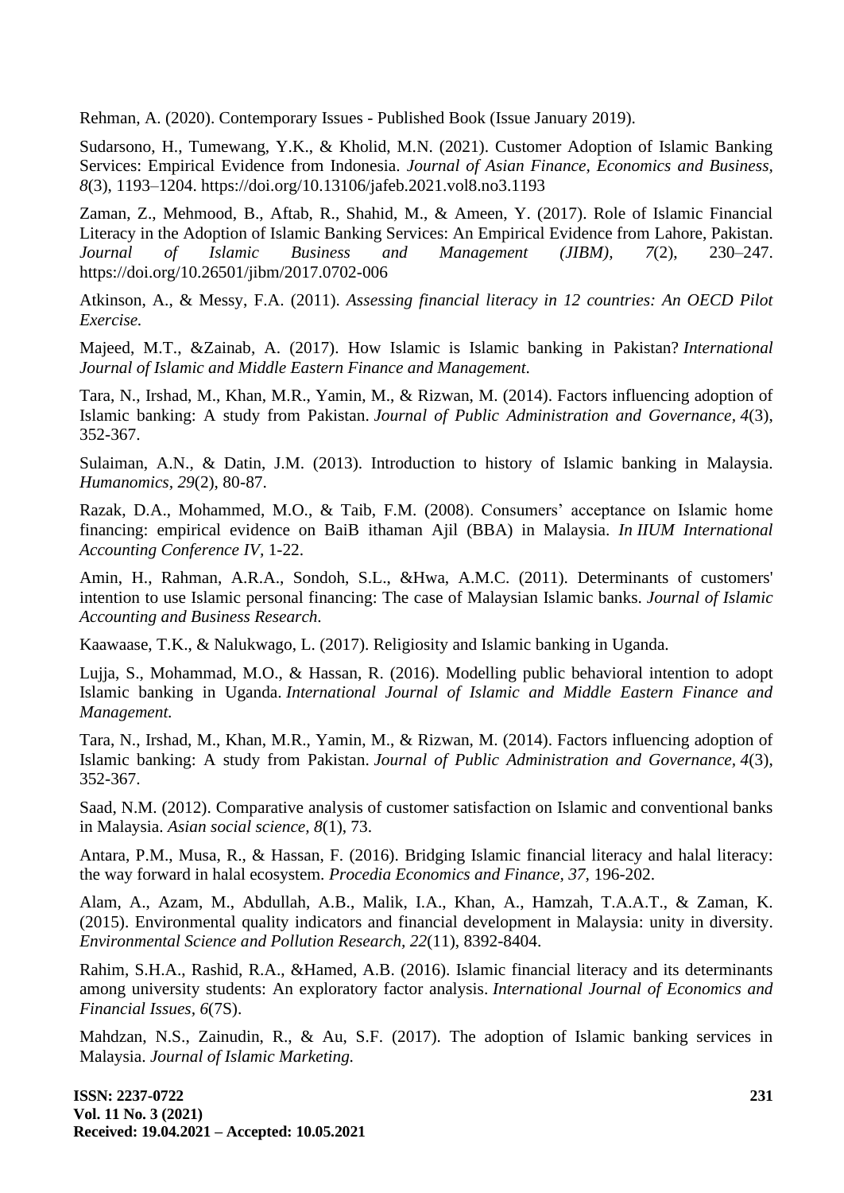Rehman, A. (2020). Contemporary Issues - Published Book (Issue January 2019).

Sudarsono, H., Tumewang, Y.K., & Kholid, M.N. (2021). Customer Adoption of Islamic Banking Services: Empirical Evidence from Indonesia. *Journal of Asian Finance, Economics and Business, 8*(3), 1193–1204. https://doi.org/10.13106/jafeb.2021.vol8.no3.1193

Zaman, Z., Mehmood, B., Aftab, R., Shahid, M., & Ameen, Y. (2017). Role of Islamic Financial Literacy in the Adoption of Islamic Banking Services: An Empirical Evidence from Lahore, Pakistan. *Journal of Islamic Business and Management (JIBM), 7*(2), 230–247. https://doi.org/10.26501/jibm/2017.0702-006

Atkinson, A., & Messy, F.A. (2011). *Assessing financial literacy in 12 countries: An OECD Pilot Exercise.*

Majeed, M.T., &Zainab, A. (2017). How Islamic is Islamic banking in Pakistan? *International Journal of Islamic and Middle Eastern Finance and Management.*

Tara, N., Irshad, M., Khan, M.R., Yamin, M., & Rizwan, M. (2014). Factors influencing adoption of Islamic banking: A study from Pakistan. *Journal of Public Administration and Governance, 4*(3), 352-367.

Sulaiman, A.N., & Datin, J.M. (2013). Introduction to history of Islamic banking in Malaysia. *Humanomics, 29*(2), 80-87.

Razak, D.A., Mohammed, M.O., & Taib, F.M. (2008). Consumers' acceptance on Islamic home financing: empirical evidence on BaiB ithaman Ajil (BBA) in Malaysia. *In IIUM International Accounting Conference IV*, 1-22.

Amin, H., Rahman, A.R.A., Sondoh, S.L., &Hwa, A.M.C. (2011). Determinants of customers' intention to use Islamic personal financing: The case of Malaysian Islamic banks. *Journal of Islamic Accounting and Business Research.*

Kaawaase, T.K., & Nalukwago, L. (2017). Religiosity and Islamic banking in Uganda.

Lujja, S., Mohammad, M.O., & Hassan, R. (2016). Modelling public behavioral intention to adopt Islamic banking in Uganda. *International Journal of Islamic and Middle Eastern Finance and Management.*

Tara, N., Irshad, M., Khan, M.R., Yamin, M., & Rizwan, M. (2014). Factors influencing adoption of Islamic banking: A study from Pakistan. *Journal of Public Administration and Governance, 4*(3), 352-367.

Saad, N.M. (2012). Comparative analysis of customer satisfaction on Islamic and conventional banks in Malaysia. *Asian social science, 8*(1), 73.

Antara, P.M., Musa, R., & Hassan, F. (2016). Bridging Islamic financial literacy and halal literacy: the way forward in halal ecosystem. *Procedia Economics and Finance, 37*, 196-202.

Alam, A., Azam, M., Abdullah, A.B., Malik, I.A., Khan, A., Hamzah, T.A.A.T., & Zaman, K. (2015). Environmental quality indicators and financial development in Malaysia: unity in diversity. *Environmental Science and Pollution Research, 22*(11), 8392-8404.

Rahim, S.H.A., Rashid, R.A., &Hamed, A.B. (2016). Islamic financial literacy and its determinants among university students: An exploratory factor analysis. *International Journal of Economics and Financial Issues, 6*(7S).

Mahdzan, N.S., Zainudin, R., & Au, S.F. (2017). The adoption of Islamic banking services in Malaysia. *Journal of Islamic Marketing.*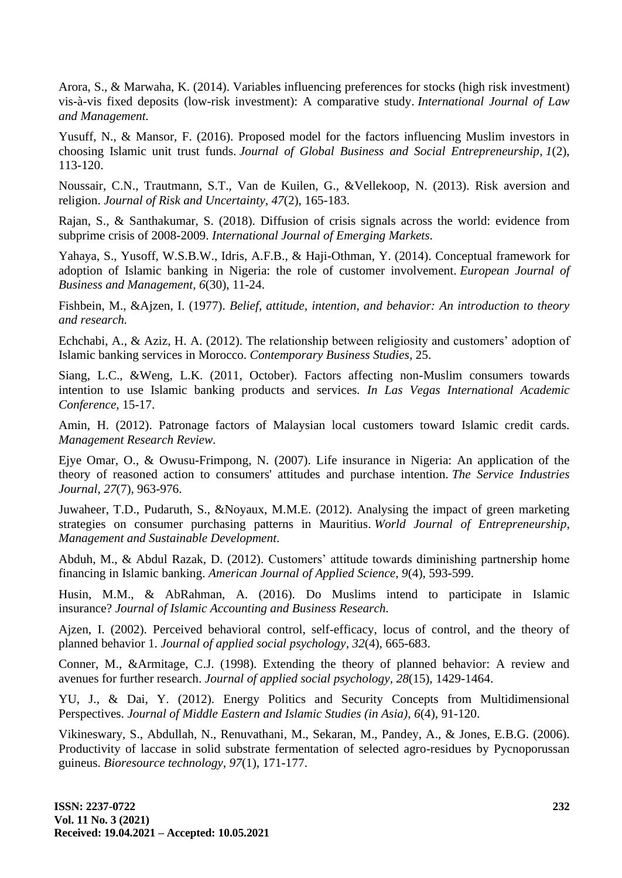Arora, S., & Marwaha, K. (2014). Variables influencing preferences for stocks (high risk investment) vis-à-vis fixed deposits (low-risk investment): A comparative study. *International Journal of Law and Management.*

Yusuff, N., & Mansor, F. (2016). Proposed model for the factors influencing Muslim investors in choosing Islamic unit trust funds. *Journal of Global Business and Social Entrepreneurship, 1*(2), 113-120.

Noussair, C.N., Trautmann, S.T., Van de Kuilen, G., &Vellekoop, N. (2013). Risk aversion and religion. *Journal of Risk and Uncertainty, 47*(2), 165-183.

Rajan, S., & Santhakumar, S. (2018). Diffusion of crisis signals across the world: evidence from subprime crisis of 2008-2009. *International Journal of Emerging Markets*.

Yahaya, S., Yusoff, W.S.B.W., Idris, A.F.B., & Haji-Othman, Y. (2014). Conceptual framework for adoption of Islamic banking in Nigeria: the role of customer involvement. *European Journal of Business and Management, 6*(30), 11-24.

Fishbein, M., &Ajzen, I. (1977). *Belief, attitude, intention, and behavior: An introduction to theory and research.*

Echchabi, A., & Aziz, H. A. (2012). The relationship between religiosity and customers' adoption of Islamic banking services in Morocco. *Contemporary Business Studies*, 25.

Siang, L.C., &Weng, L.K. (2011, October). Factors affecting non-Muslim consumers towards intention to use Islamic banking products and services. *In Las Vegas International Academic Conference*, 15-17.

Amin, H. (2012). Patronage factors of Malaysian local customers toward Islamic credit cards. *Management Research Review*.

Ejye Omar, O., & Owusu-Frimpong, N. (2007). Life insurance in Nigeria: An application of the theory of reasoned action to consumers' attitudes and purchase intention. *The Service Industries Journal, 27*(7), 963-976.

Juwaheer, T.D., Pudaruth, S., &Noyaux, M.M.E. (2012). Analysing the impact of green marketing strategies on consumer purchasing patterns in Mauritius. *World Journal of Entrepreneurship, Management and Sustainable Development*.

Abduh, M., & Abdul Razak, D. (2012). Customers' attitude towards diminishing partnership home financing in Islamic banking. *American Journal of Applied Science, 9*(4), 593-599.

Husin, M.M., & AbRahman, A. (2016). Do Muslims intend to participate in Islamic insurance? *Journal of Islamic Accounting and Business Research*.

Ajzen, I. (2002). Perceived behavioral control, self-efficacy, locus of control, and the theory of planned behavior 1. *Journal of applied social psychology, 32*(4), 665-683.

Conner, M., &Armitage, C.J. (1998). Extending the theory of planned behavior: A review and avenues for further research. *Journal of applied social psychology, 28*(15), 1429-1464.

YU, J., & Dai, Y. (2012). Energy Politics and Security Concepts from Multidimensional Perspectives. *Journal of Middle Eastern and Islamic Studies (in Asia), 6*(4), 91-120.

Vikineswary, S., Abdullah, N., Renuvathani, M., Sekaran, M., Pandey, A., & Jones, E.B.G. (2006). Productivity of laccase in solid substrate fermentation of selected agro-residues by Pycnoporussan guineus. *Bioresource technology*, *97*(1), 171-177.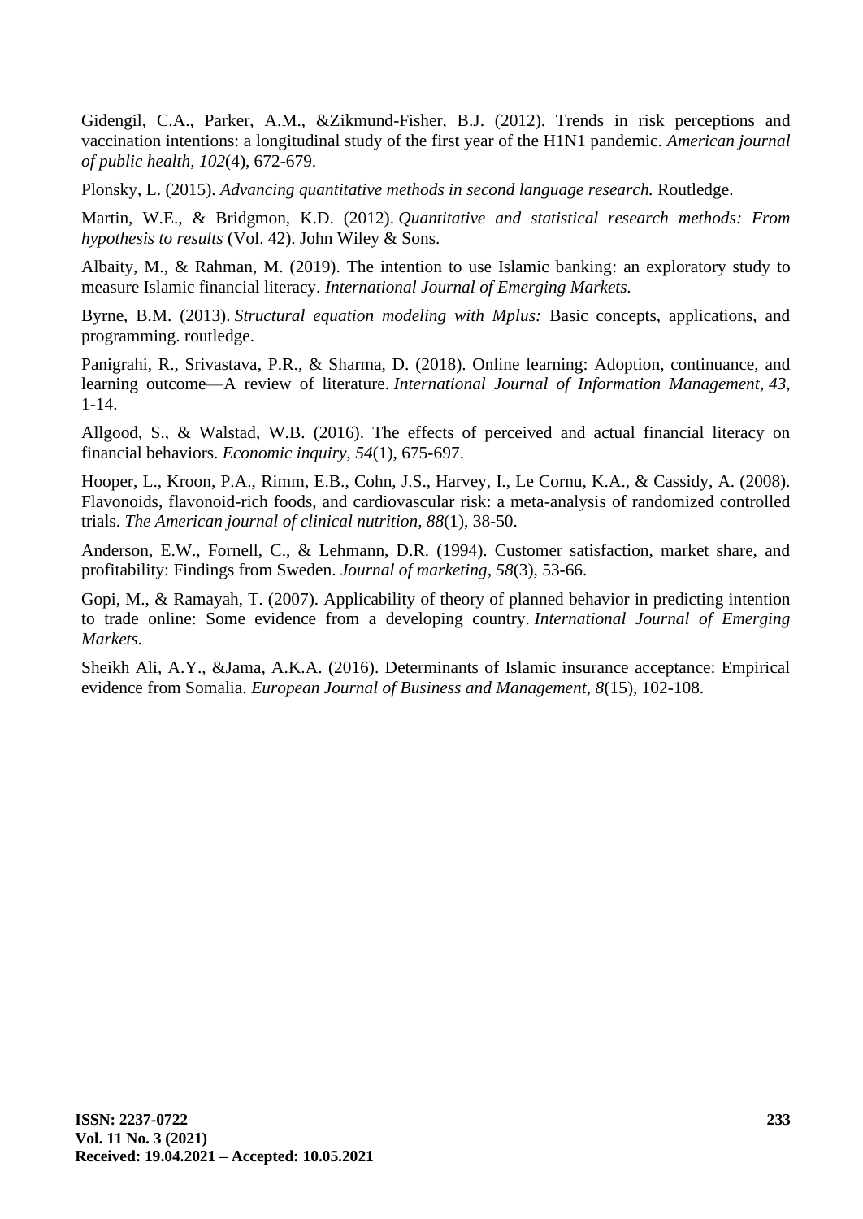Gidengil, C.A., Parker, A.M., &Zikmund-Fisher, B.J. (2012). Trends in risk perceptions and vaccination intentions: a longitudinal study of the first year of the H1N1 pandemic. *American journal of public health, 102*(4), 672-679.

Plonsky, L. (2015). *Advancing quantitative methods in second language research.* Routledge.

Martin, W.E., & Bridgmon, K.D. (2012). *Quantitative and statistical research methods: From hypothesis to results* (Vol. 42). John Wiley & Sons.

Albaity, M., & Rahman, M. (2019). The intention to use Islamic banking: an exploratory study to measure Islamic financial literacy. *International Journal of Emerging Markets.*

Byrne, B.M. (2013). *Structural equation modeling with Mplus:* Basic concepts, applications, and programming. routledge.

Panigrahi, R., Srivastava, P.R., & Sharma, D. (2018). Online learning: Adoption, continuance, and learning outcome—A review of literature. *International Journal of Information Management, 43,* 1-14.

Allgood, S., & Walstad, W.B. (2016). The effects of perceived and actual financial literacy on financial behaviors. *Economic inquiry, 54*(1), 675-697.

Hooper, L., Kroon, P.A., Rimm, E.B., Cohn, J.S., Harvey, I., Le Cornu, K.A., & Cassidy, A. (2008). Flavonoids, flavonoid-rich foods, and cardiovascular risk: a meta-analysis of randomized controlled trials. *The American journal of clinical nutrition, 88*(1), 38-50.

Anderson, E.W., Fornell, C., & Lehmann, D.R. (1994). Customer satisfaction, market share, and profitability: Findings from Sweden. *Journal of marketing, 58*(3), 53-66.

Gopi, M., & Ramayah, T. (2007). Applicability of theory of planned behavior in predicting intention to trade online: Some evidence from a developing country. *International Journal of Emerging Markets.*

Sheikh Ali, A.Y., &Jama, A.K.A. (2016). Determinants of Islamic insurance acceptance: Empirical evidence from Somalia. *European Journal of Business and Management, 8*(15), 102-108.